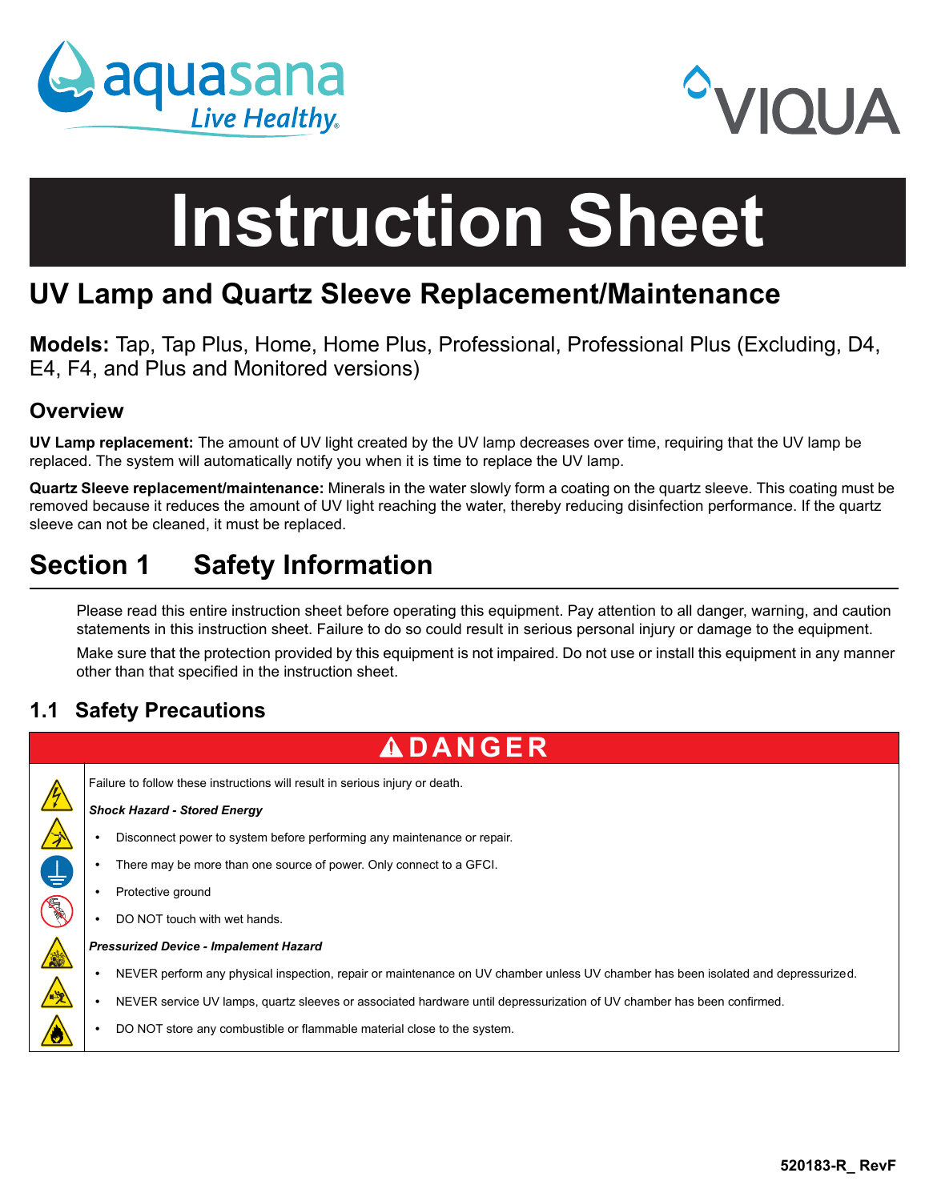# Instruction Sheet

## UV Lamp and Quartz Sleeve Replacement/Maintenance

**Models:** Tap, Tap Plus, Home, Home Plus, Professional, Professional Plus (Excluding, D4, E4, F4, and Plus and Monitored versions)

### Overview

**UV Lamp replacement:** The amount of UV light created by the UV lamp decreases over time, requiring that the UV lamp be replaced. The system will automatically notify you when it is time to replace the UV lamp.

**Quartz Sleeve replacement/maintenance:** Minerals in the water slowly form a coating on the quartz sleeve. This coating must be removed because it reduces the amount of UV light reaching the water, thereby reducing disinfection performance. If the quartz sleeve can not be cleaned, it must be replaced.

## Section 1 Safety Information

Please read this entire instruction sheet before operating this equipment. Pay attention to all danger, warning, and caution statements in this instruction sheet. Failure to do so could result in serious personal injury or damage to the equipment.

Make sure that the protection provided by this equipment is not impaired. Do not use or install this equipment in any manner other than that specified in the instruction sheet.

### 1.1 Safety Precautions

**⚠ DANGER**

Failure to follow these instructions will result in serious injury or death.

***Shock Hazard - Stored Energy***

- Disconnect power to system before performing any maintenance or repair.
- There may be more than one source of power. Only connect to a GFCI.
- Protective ground
- DO NOT touch with wet hands.

***Pressurized Device - Impalement Hazard***

- NEVER perform any physical inspection, repair or maintenance on UV chamber unless UV chamber has been isolated and depressurized.
- NEVER service UV lamps, quartz sleeves or associated hardware until depressurization of UV chamber has been confirmed.
- DO NOT store any combustible or flammable material close to the system.

520183-R_ RevF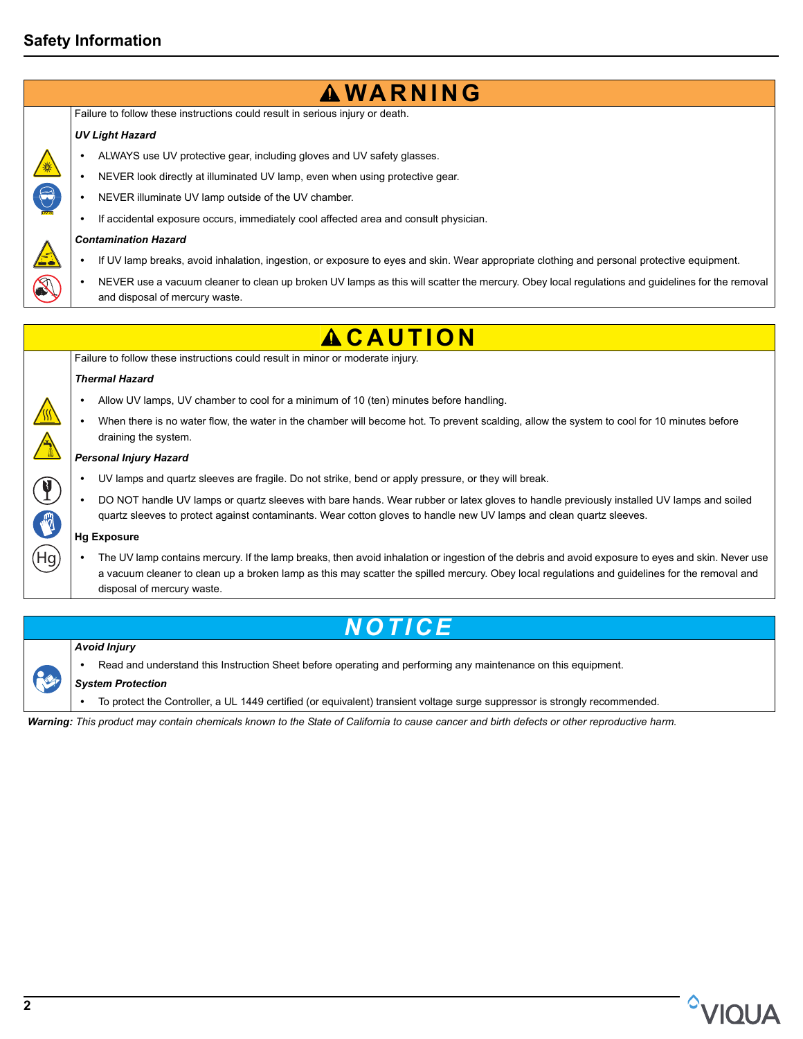## Safety Information

### ⚠ WARNING

Failure to follow these instructions could result in serious injury or death.

***UV Light Hazard***

- ALWAYS use UV protective gear, including gloves and UV safety glasses.
- NEVER look directly at illuminated UV lamp, even when using protective gear.
- NEVER illuminate UV lamp outside of the UV chamber.
- If accidental exposure occurs, immediately cool affected area and consult physician.

***Contamination Hazard***

- If UV lamp breaks, avoid inhalation, ingestion, or exposure to eyes and skin. Wear appropriate clothing and personal protective equipment.
- NEVER use a vacuum cleaner to clean up broken UV lamps as this will scatter the mercury. Obey local regulations and guidelines for the removal and disposal of mercury waste.

### ⚠ CAUTION

Failure to follow these instructions could result in minor or moderate injury.

***Thermal Hazard***

- Allow UV lamps, UV chamber to cool for a minimum of 10 (ten) minutes before handling.
- When there is no water flow, the water in the chamber will become hot. To prevent scalding, allow the system to cool for 10 minutes before draining the system.

***Personal Injury Hazard***

- UV lamps and quartz sleeves are fragile. Do not strike, bend or apply pressure, or they will break.
- DO NOT handle UV lamps or quartz sleeves with bare hands. Wear rubber or latex gloves to handle previously installed UV lamps and soiled quartz sleeves to protect against contaminants. Wear cotton gloves to handle new UV lamps and clean quartz sleeves.

**Hg Exposure**

- The UV lamp contains mercury. If the lamp breaks, then avoid inhalation or ingestion of the debris and avoid exposure to eyes and skin. Never use a vacuum cleaner to clean up a broken lamp as this may scatter the spilled mercury. Obey local regulations and guidelines for the removal and disposal of mercury waste.

### NOTICE

***Avoid Injury***

- Read and understand this Instruction Sheet before operating and performing any maintenance on this equipment.

***System Protection***

- To protect the Controller, a UL 1449 certified (or equivalent) transient voltage surge suppressor is strongly recommended.

***Warning:*** *This product may contain chemicals known to the State of California to cause cancer and birth defects or other reproductive harm.*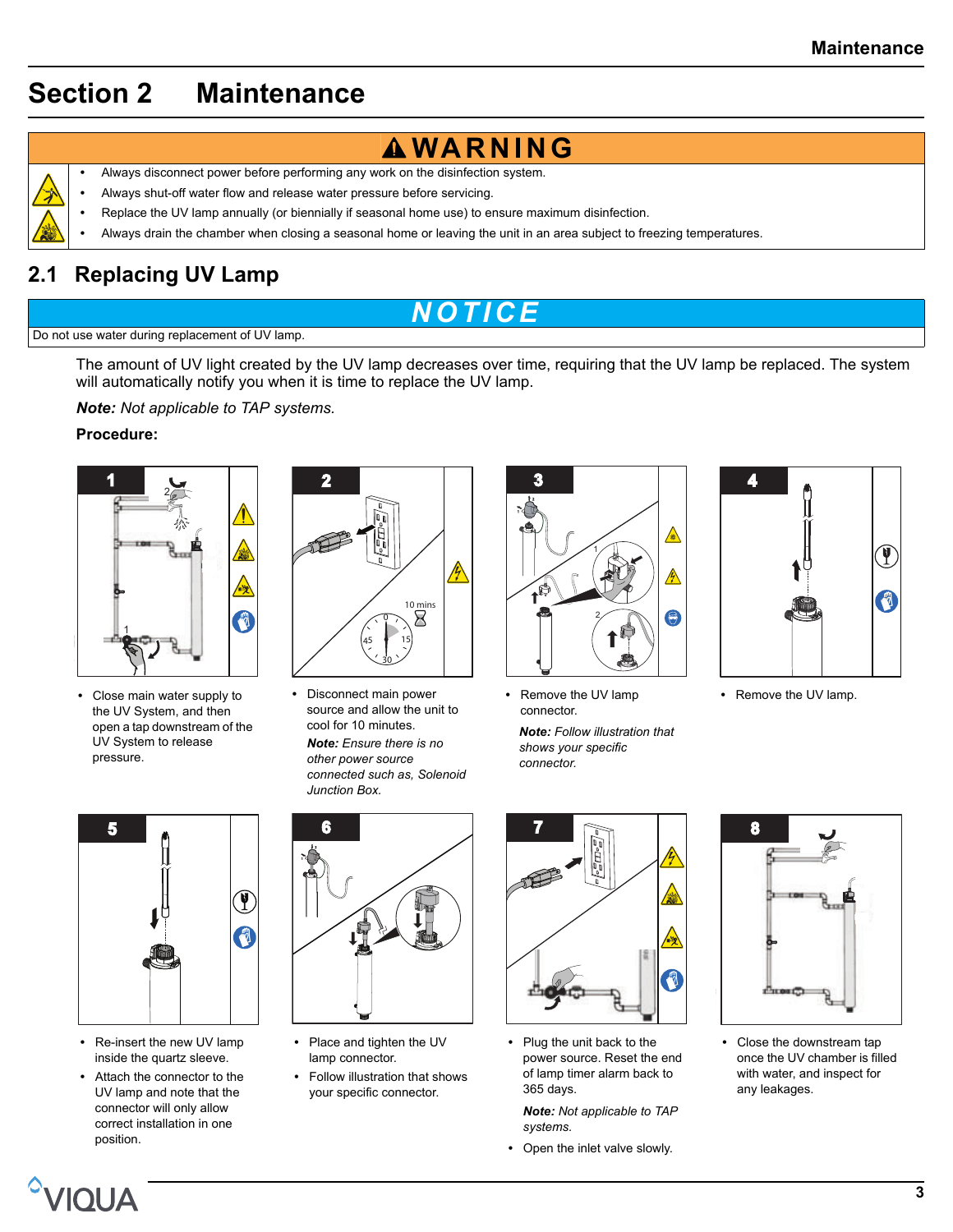# Section 2 Maintenance

**⚠ WARNING**

- Always disconnect power before performing any work on the disinfection system.
- Always shut-off water flow and release water pressure before servicing.
- Replace the UV lamp annually (or biennially if seasonal home use) to ensure maximum disinfection.
- Always drain the chamber when closing a seasonal home or leaving the unit in an area subject to freezing temperatures.

## 2.1 Replacing UV Lamp

**NOTICE**

Do not use water during replacement of UV lamp.

The amount of UV light created by the UV lamp decreases over time, requiring that the UV lamp be replaced. The system will automatically notify you when it is time to replace the UV lamp.

***Note:*** *Not applicable to TAP systems.*

**Procedure:**

**1**

- Close main water supply to the UV System, and then open a tap downstream of the UV System to release pressure.

**2**

- Disconnect main power source and allow the unit to cool for 10 minutes.

  ***Note:*** *Ensure there is no other power source connected such as, Solenoid Junction Box.*

**3**

- Remove the UV lamp connector.

  ***Note:*** *Follow illustration that shows your specific connector.*

**4**

- Remove the UV lamp.

**5**

- Re-insert the new UV lamp inside the quartz sleeve.
- Attach the connector to the UV lamp and note that the connector will only allow correct installation in one position.

**6**

- Place and tighten the UV lamp connector.
- Follow illustration that shows your specific connector.

**7**

- Plug the unit back to the power source. Reset the end of lamp timer alarm back to 365 days.

  ***Note:*** *Not applicable to TAP systems.*
- Open the inlet valve slowly.

**8**

- Close the downstream tap once the UV chamber is filled with water, and inspect for any leakages.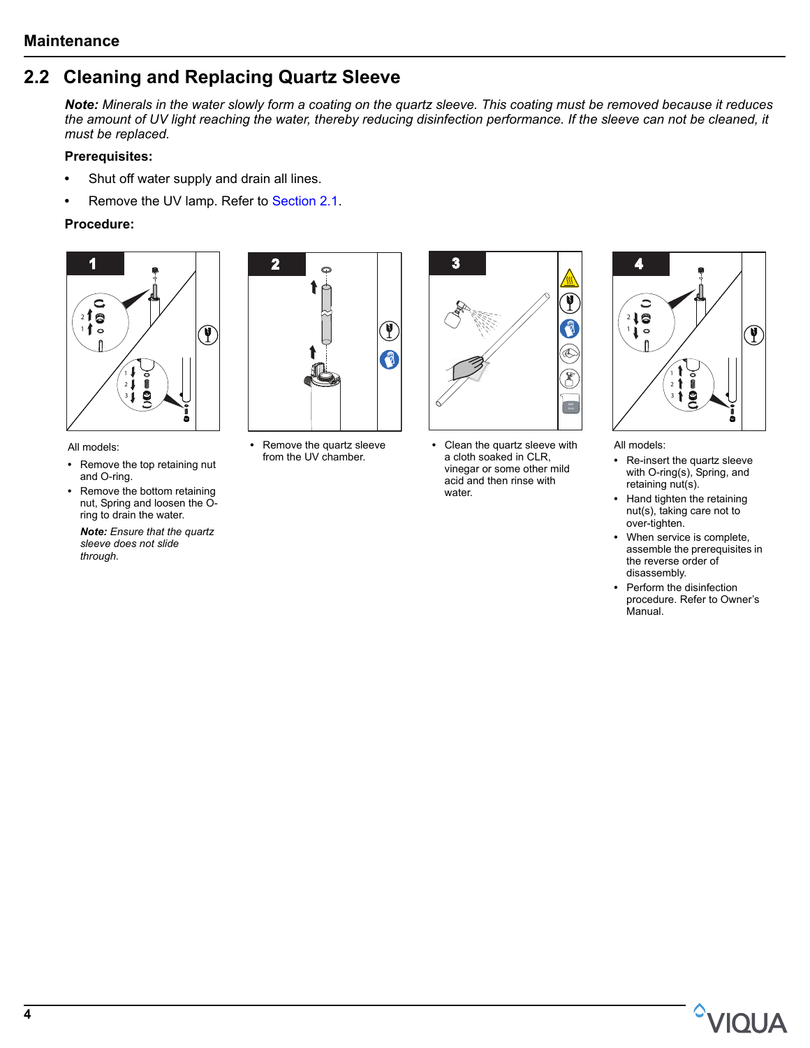## 2.2 Cleaning and Replacing Quartz Sleeve

***Note:*** *Minerals in the water slowly form a coating on the quartz sleeve. This coating must be removed because it reduces the amount of UV light reaching the water, thereby reducing disinfection performance. If the sleeve can not be cleaned, it must be replaced.*

**Prerequisites:**

- Shut off water supply and drain all lines.
- Remove the UV lamp. Refer to Section 2.1.

**Procedure:**

**1**

All models:

- Remove the top retaining nut and O-ring.
- Remove the bottom retaining nut, Spring and loosen the O-ring to drain the water.

  ***Note:*** *Ensure that the quartz sleeve does not slide through.*

**2**

- Remove the quartz sleeve from the UV chamber.

**3**

- Clean the quartz sleeve with a cloth soaked in CLR, vinegar or some other mild acid and then rinse with water.

**4**

All models:

- Re-insert the quartz sleeve with O-ring(s), Spring, and retaining nut(s).
- Hand tighten the retaining nut(s), taking care not to over-tighten.
- When service is complete, assemble the prerequisites in the reverse order of disassembly.
- Perform the disinfection procedure. Refer to Owner's Manual.